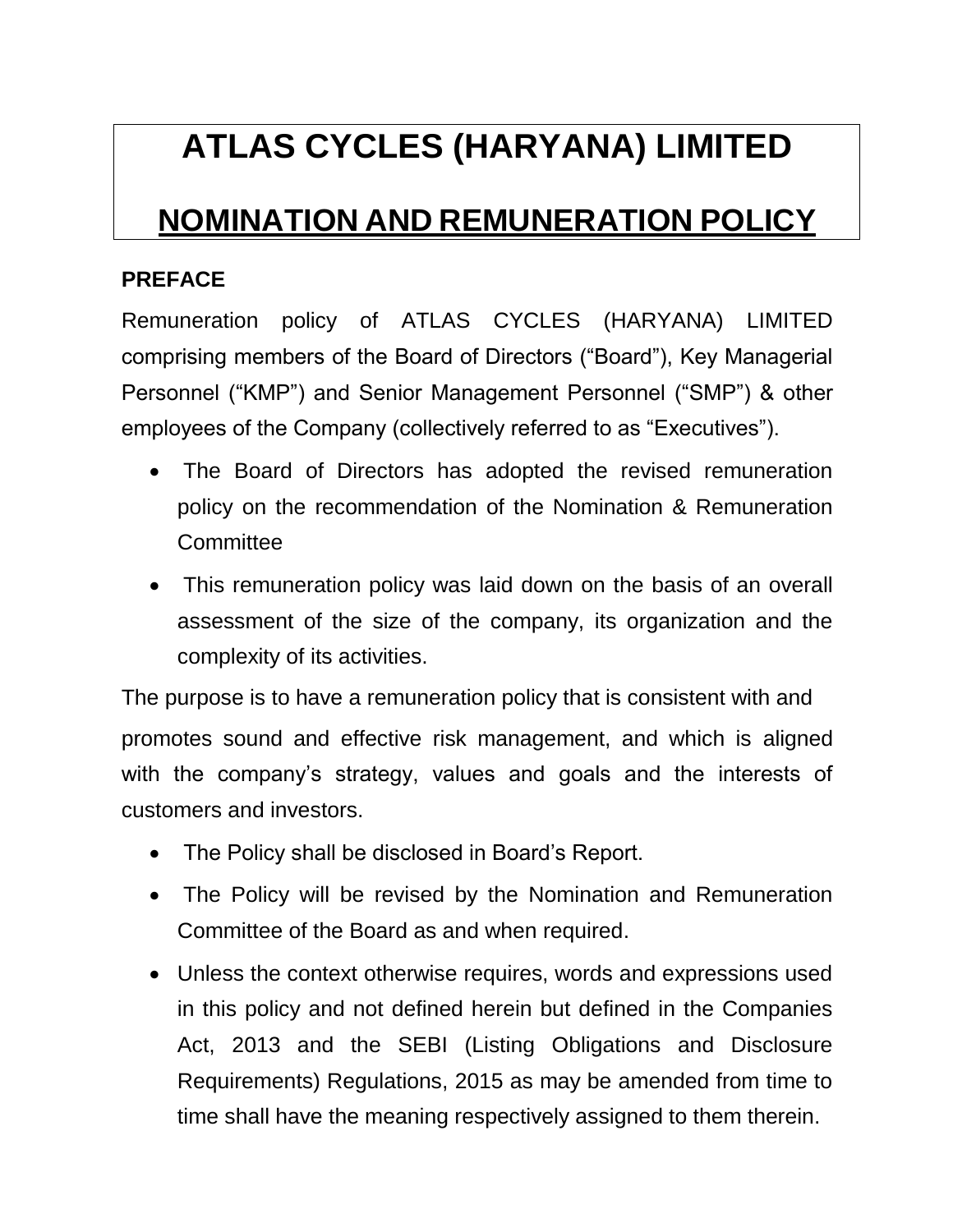# ATLAS CYCLES (HARYANA) LIMITED

## NOMINATION AND REMUNERATION POLICY

**PREFACE**

Remuneration policy of ATLAS CYCLES (HARYANA) LIMITED comprising members of the Board of Directors ("Board"), Key Managerial Personnel ("KMP") and Senior Management Personnel ("SMP") & other employees of the Company (collectively referred to as "Executives").

- The Board of Directors has adopted the revised remuneration policy on the recommendation of the Nomination & Remuneration Committee
- This remuneration policy was laid down on the basis of an overall assessment of the size of the company, its organization and the complexity of its activities.

The purpose is to have a remuneration policy that is consistent with and promotes sound and effective risk management, and which is aligned with the company's strategy, values and goals and the interests of customers and investors.

- The Policy shall be disclosed in Board's Report.
- The Policy will be revised by the Nomination and Remuneration Committee of the Board as and when required.
- Unless the context otherwise requires, words and expressions used in this policy and not defined herein but defined in the Companies Act, 2013 and the SEBI (Listing Obligations and Disclosure Requirements) Regulations, 2015 as may be amended from time to time shall have the meaning respectively assigned to them therein.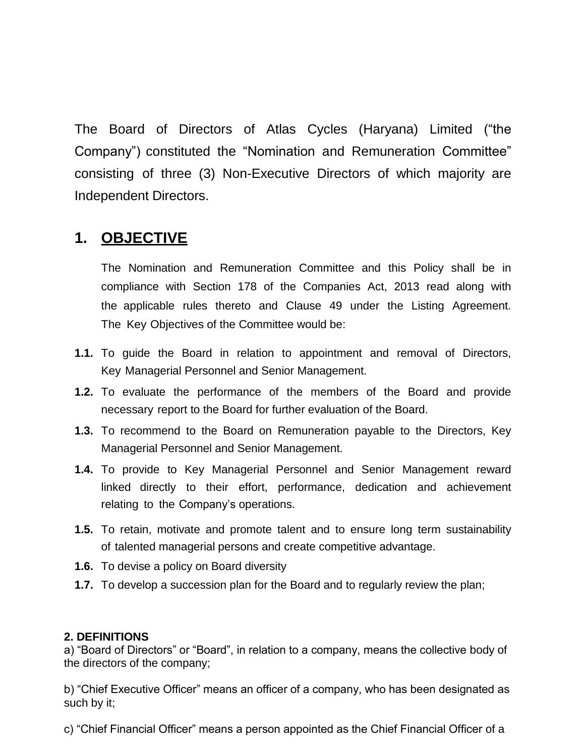The Board of Directors of Atlas Cycles (Haryana) Limited ("the Company") constituted the "Nomination and Remuneration Committee" consisting of three (3) Non-Executive Directors of which majority are Independent Directors.

## 1. OBJECTIVE

The Nomination and Remuneration Committee and this Policy shall be in compliance with Section 178 of the Companies Act, 2013 read along with the applicable rules thereto and Clause 49 under the Listing Agreement. The Key Objectives of the Committee would be:

**1.1.** To guide the Board in relation to appointment and removal of Directors, Key Managerial Personnel and Senior Management.

**1.2.** To evaluate the performance of the members of the Board and provide necessary report to the Board for further evaluation of the Board.

**1.3.** To recommend to the Board on Remuneration payable to the Directors, Key Managerial Personnel and Senior Management.

**1.4.** To provide to Key Managerial Personnel and Senior Management reward linked directly to their effort, performance, dedication and achievement relating to the Company's operations.

**1.5.** To retain, motivate and promote talent and to ensure long term sustainability of talented managerial persons and create competitive advantage.

**1.6.** To devise a policy on Board diversity

**1.7.** To develop a succession plan for the Board and to regularly review the plan;

**2. DEFINITIONS**

a) "Board of Directors" or "Board", in relation to a company, means the collective body of the directors of the company;

b) "Chief Executive Officer" means an officer of a company, who has been designated as such by it;

c) "Chief Financial Officer" means a person appointed as the Chief Financial Officer of a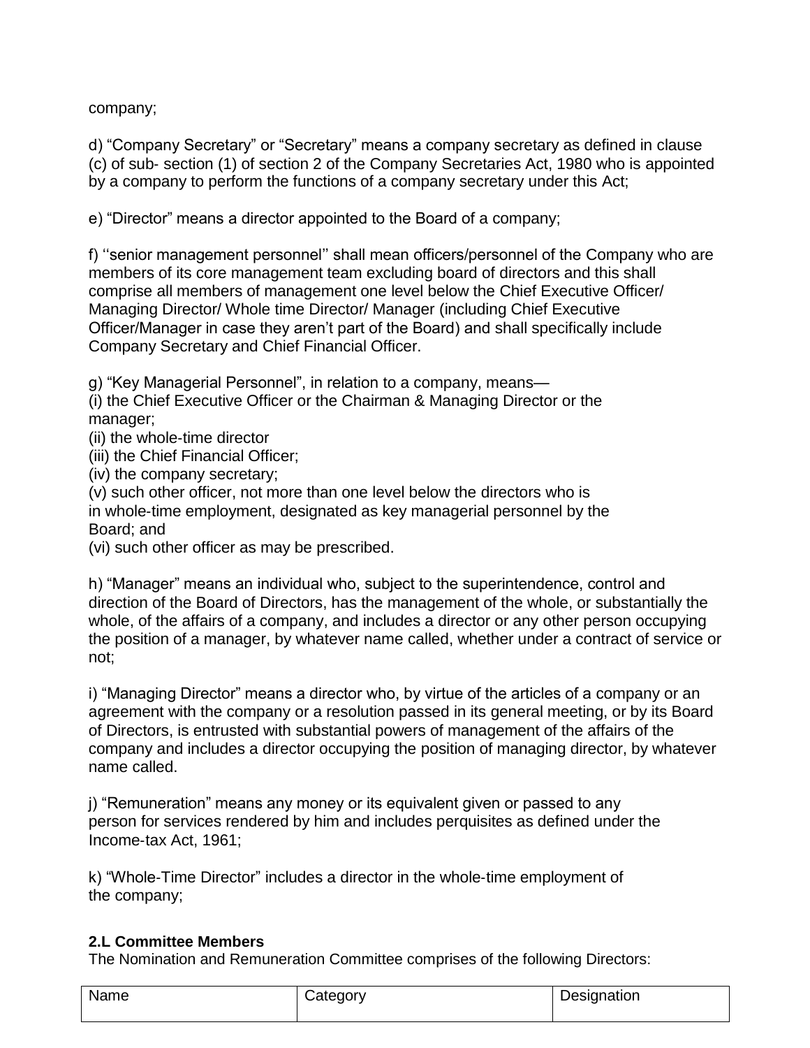company;

d) “Company Secretary” or “Secretary” means a company secretary as defined in clause (c) of sub- section (1) of section 2 of the Company Secretaries Act, 1980 who is appointed by a company to perform the functions of a company secretary under this Act;

e) “Director” means a director appointed to the Board of a company;

f) ‘‘senior management personnel’’ shall mean officers/personnel of the Company who are members of its core management team excluding board of directors and this shall comprise all members of management one level below the Chief Executive Officer/ Managing Director/ Whole time Director/ Manager (including Chief Executive Officer/Manager in case they aren’t part of the Board) and shall specifically include Company Secretary and Chief Financial Officer.

g) “Key Managerial Personnel”, in relation to a company, means—
(i) the Chief Executive Officer or the Chairman & Managing Director or the manager;
(ii) the whole-time director
(iii) the Chief Financial Officer;
(iv) the company secretary;
(v) such other officer, not more than one level below the directors who is in whole-time employment, designated as key managerial personnel by the Board; and
(vi) such other officer as may be prescribed.

h) “Manager” means an individual who, subject to the superintendence, control and direction of the Board of Directors, has the management of the whole, or substantially the whole, of the affairs of a company, and includes a director or any other person occupying the position of a manager, by whatever name called, whether under a contract of service or not;

i) “Managing Director” means a director who, by virtue of the articles of a company or an agreement with the company or a resolution passed in its general meeting, or by its Board of Directors, is entrusted with substantial powers of management of the affairs of the company and includes a director occupying the position of managing director, by whatever name called.

j) “Remuneration” means any money or its equivalent given or passed to any person for services rendered by him and includes perquisites as defined under the Income-tax Act, 1961;

k) “Whole-Time Director” includes a director in the whole-time employment of the company;

**2.L Committee Members**
The Nomination and Remuneration Committee comprises of the following Directors:

| Name | Category | Designation |
|---|---|---|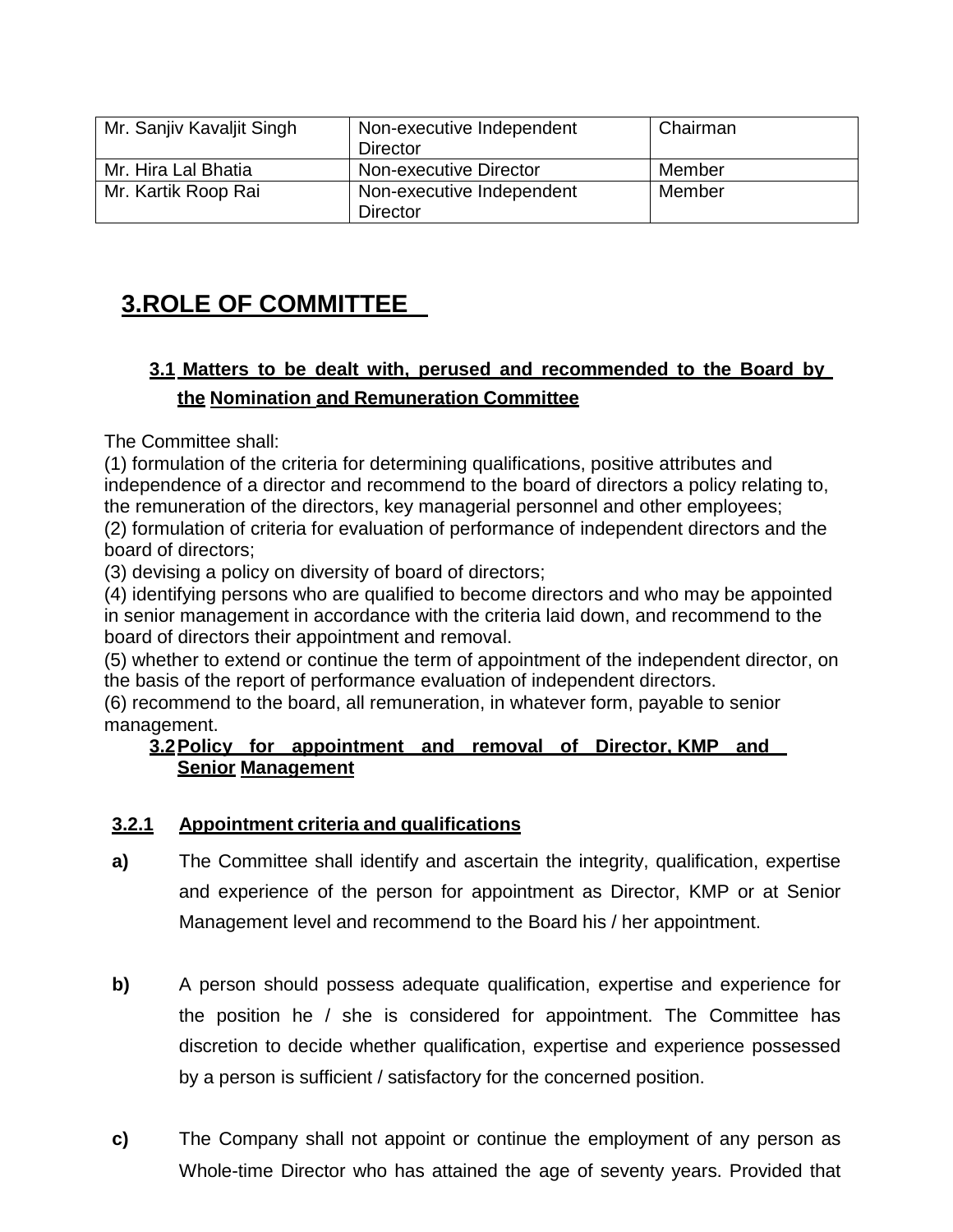| Mr. Sanjiv Kavaljit Singh | Non-executive Independent Director | Chairman |
|---|---|---|
| Mr. Hira Lal Bhatia | Non-executive Director | Member |
| Mr. Kartik Roop Rai | Non-executive Independent Director | Member |

# 3.ROLE OF COMMITTEE

## 3.1 Matters to be dealt with, perused and recommended to the Board by the Nomination and Remuneration Committee

The Committee shall:

(1) formulation of the criteria for determining qualifications, positive attributes and independence of a director and recommend to the board of directors a policy relating to, the remuneration of the directors, key managerial personnel and other employees;

(2) formulation of criteria for evaluation of performance of independent directors and the board of directors;

(3) devising a policy on diversity of board of directors;

(4) identifying persons who are qualified to become directors and who may be appointed in senior management in accordance with the criteria laid down, and recommend to the board of directors their appointment and removal.

(5) whether to extend or continue the term of appointment of the independent director, on the basis of the report of performance evaluation of independent directors.

(6) recommend to the board, all remuneration, in whatever form, payable to senior management.

## 3.2 Policy for appointment and removal of Director, KMP and Senior Management

### 3.2.1 Appointment criteria and qualifications

**a)** The Committee shall identify and ascertain the integrity, qualification, expertise and experience of the person for appointment as Director, KMP or at Senior Management level and recommend to the Board his / her appointment.

**b)** A person should possess adequate qualification, expertise and experience for the position he / she is considered for appointment. The Committee has discretion to decide whether qualification, expertise and experience possessed by a person is sufficient / satisfactory for the concerned position.

**c)** The Company shall not appoint or continue the employment of any person as Whole-time Director who has attained the age of seventy years. Provided that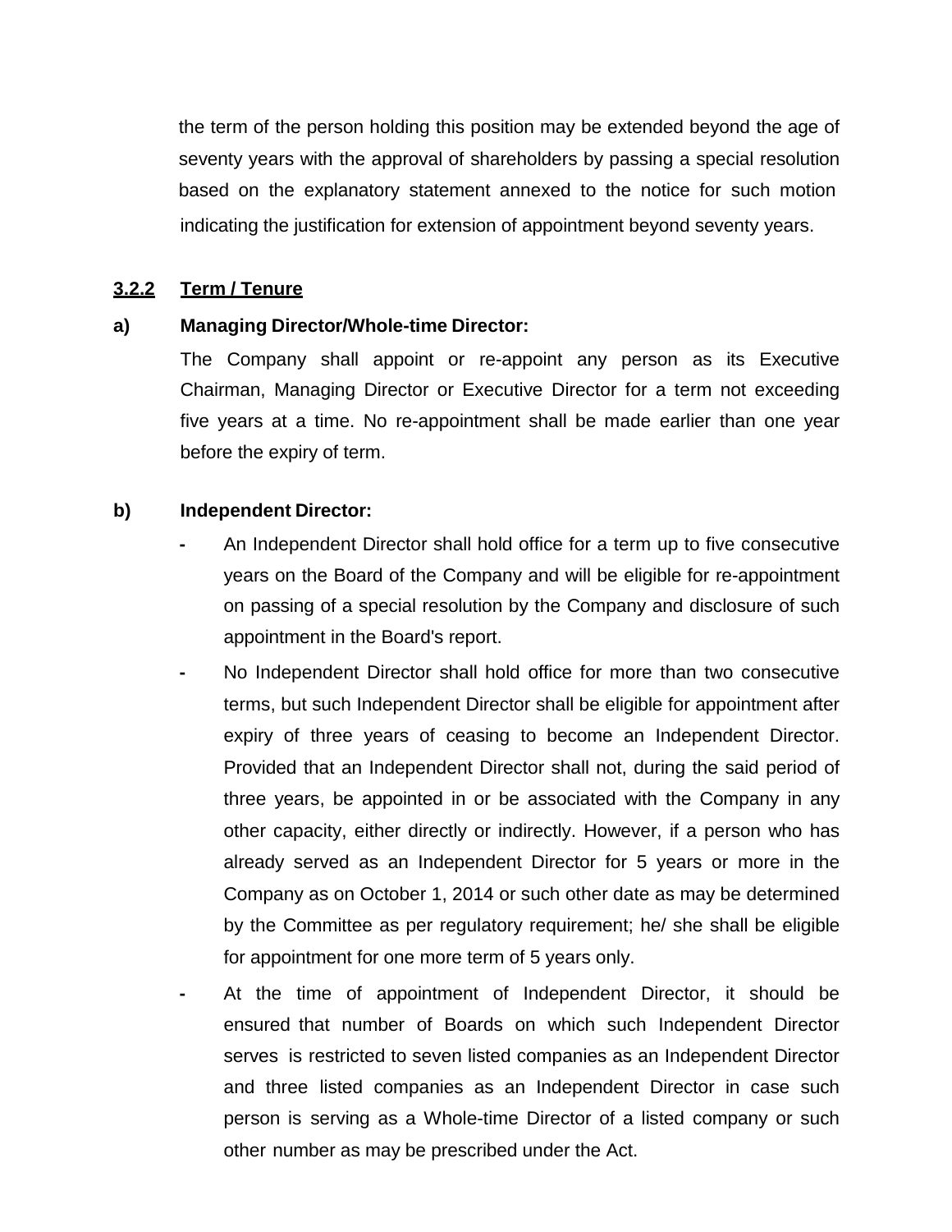the term of the person holding this position may be extended beyond the age of seventy years with the approval of shareholders by passing a special resolution based on the explanatory statement annexed to the notice for such motion indicating the justification for extension of appointment beyond seventy years.

### 3.2.2 Term / Tenure

**a) Managing Director/Whole-time Director:**

The Company shall appoint or re-appoint any person as its Executive Chairman, Managing Director or Executive Director for a term not exceeding five years at a time. No re-appointment shall be made earlier than one year before the expiry of term.

**b) Independent Director:**

- An Independent Director shall hold office for a term up to five consecutive years on the Board of the Company and will be eligible for re-appointment on passing of a special resolution by the Company and disclosure of such appointment in the Board's report.
- No Independent Director shall hold office for more than two consecutive terms, but such Independent Director shall be eligible for appointment after expiry of three years of ceasing to become an Independent Director. Provided that an Independent Director shall not, during the said period of three years, be appointed in or be associated with the Company in any other capacity, either directly or indirectly. However, if a person who has already served as an Independent Director for 5 years or more in the Company as on October 1, 2014 or such other date as may be determined by the Committee as per regulatory requirement; he/ she shall be eligible for appointment for one more term of 5 years only.
- At the time of appointment of Independent Director, it should be ensured that number of Boards on which such Independent Director serves is restricted to seven listed companies as an Independent Director and three listed companies as an Independent Director in case such person is serving as a Whole-time Director of a listed company or such other number as may be prescribed under the Act.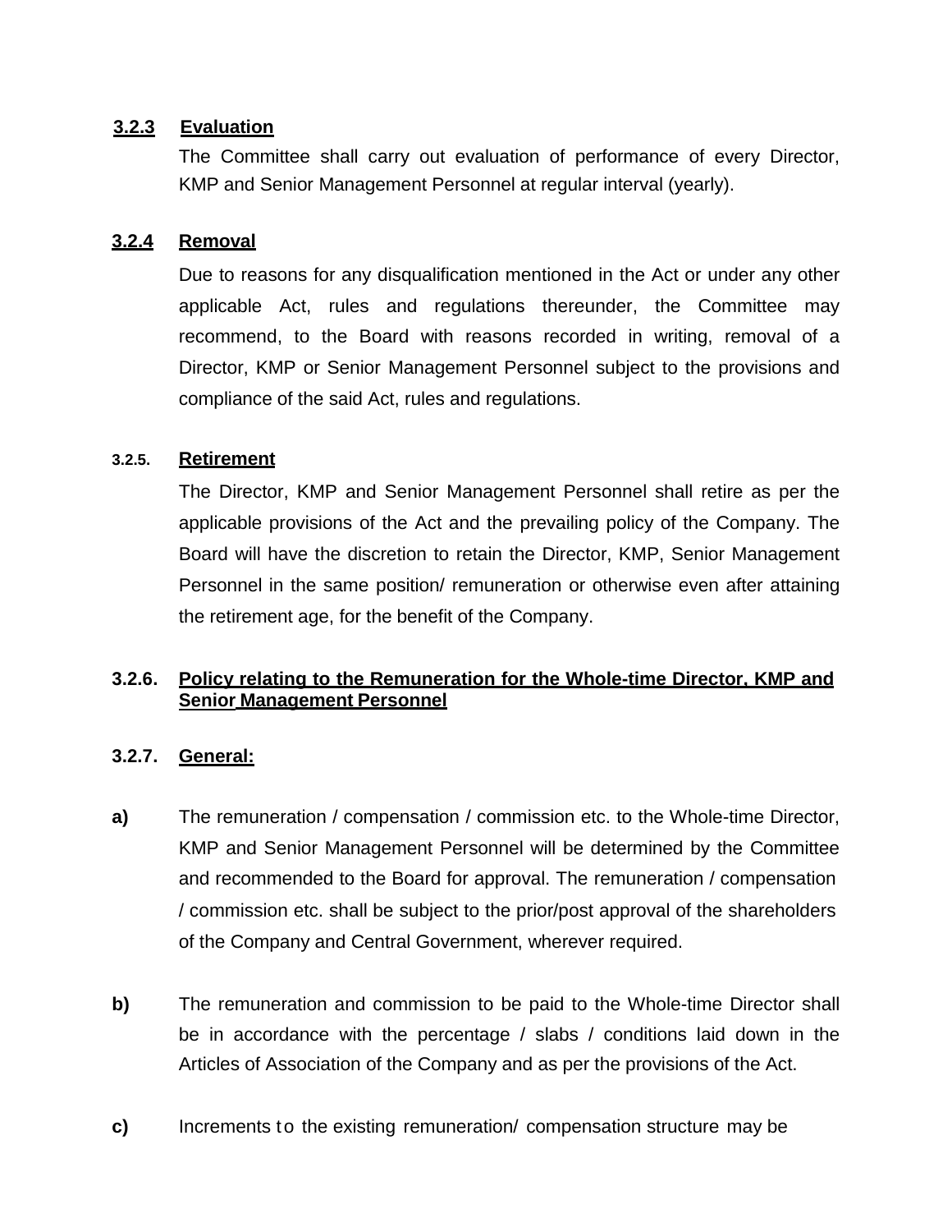### 3.2.3 Evaluation

The Committee shall carry out evaluation of performance of every Director, KMP and Senior Management Personnel at regular interval (yearly).

### 3.2.4 Removal

Due to reasons for any disqualification mentioned in the Act or under any other applicable Act, rules and regulations thereunder, the Committee may recommend, to the Board with reasons recorded in writing, removal of a Director, KMP or Senior Management Personnel subject to the provisions and compliance of the said Act, rules and regulations.

### 3.2.5. Retirement

The Director, KMP and Senior Management Personnel shall retire as per the applicable provisions of the Act and the prevailing policy of the Company. The Board will have the discretion to retain the Director, KMP, Senior Management Personnel in the same position/ remuneration or otherwise even after attaining the retirement age, for the benefit of the Company.

### 3.2.6. Policy relating to the Remuneration for the Whole-time Director, KMP and Senior Management Personnel

### 3.2.7. General:

**a)** The remuneration / compensation / commission etc. to the Whole-time Director, KMP and Senior Management Personnel will be determined by the Committee and recommended to the Board for approval. The remuneration / compensation / commission etc. shall be subject to the prior/post approval of the shareholders of the Company and Central Government, wherever required.

**b)** The remuneration and commission to be paid to the Whole-time Director shall be in accordance with the percentage / slabs / conditions laid down in the Articles of Association of the Company and as per the provisions of the Act.

**c)** Increments to the existing remuneration/ compensation structure may be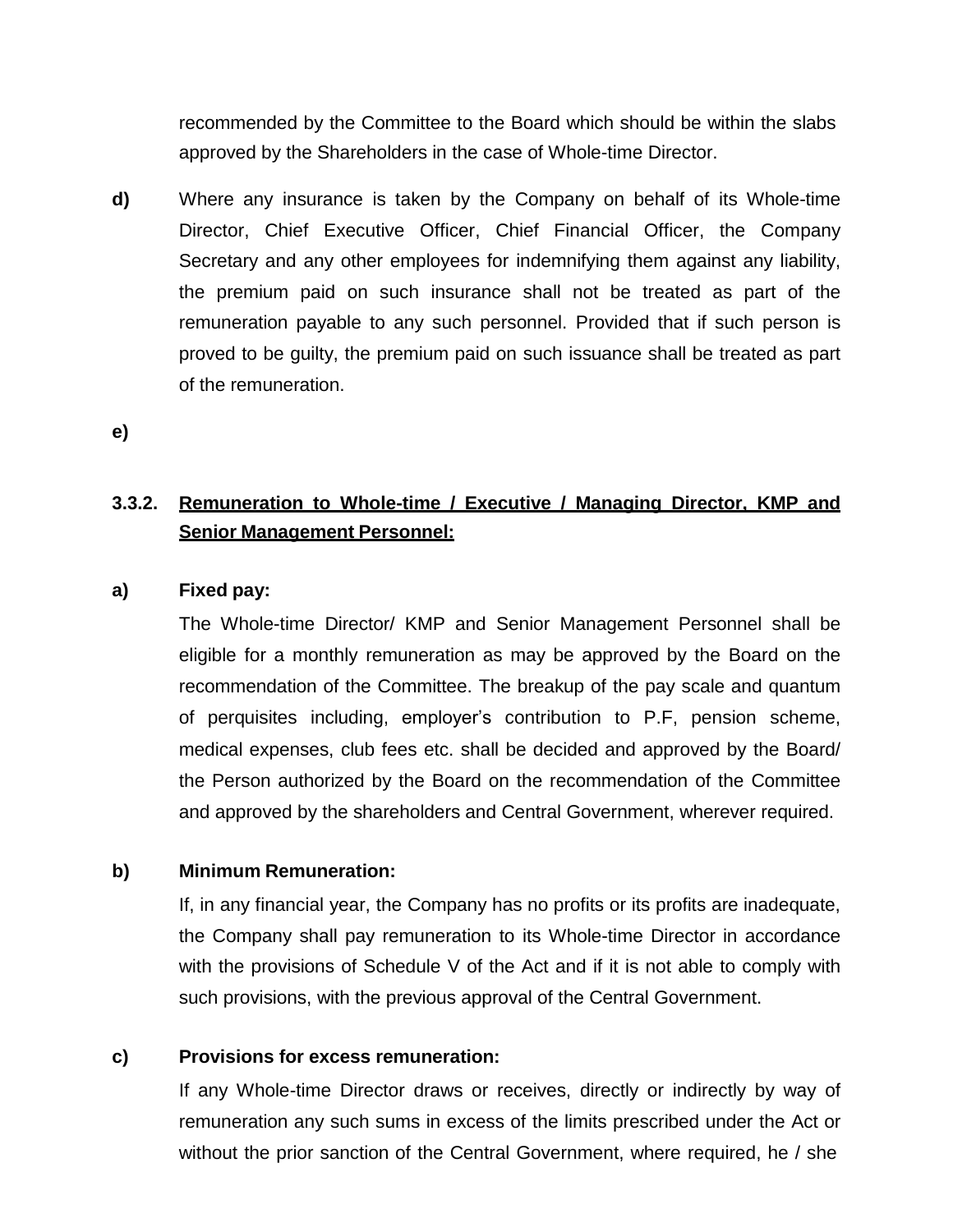recommended by the Committee to the Board which should be within the slabs approved by the Shareholders in the case of Whole-time Director.

**d)** Where any insurance is taken by the Company on behalf of its Whole-time Director, Chief Executive Officer, Chief Financial Officer, the Company Secretary and any other employees for indemnifying them against any liability, the premium paid on such insurance shall not be treated as part of the remuneration payable to any such personnel. Provided that if such person is proved to be guilty, the premium paid on such issuance shall be treated as part of the remuneration.

**e)**

### 3.3.2. <u>Remuneration to Whole-time / Executive / Managing Director, KMP and Senior Management Personnel:</u>

**a) Fixed pay:**

The Whole-time Director/ KMP and Senior Management Personnel shall be eligible for a monthly remuneration as may be approved by the Board on the recommendation of the Committee. The breakup of the pay scale and quantum of perquisites including, employer's contribution to P.F, pension scheme, medical expenses, club fees etc. shall be decided and approved by the Board/ the Person authorized by the Board on the recommendation of the Committee and approved by the shareholders and Central Government, wherever required.

**b) Minimum Remuneration:**

If, in any financial year, the Company has no profits or its profits are inadequate, the Company shall pay remuneration to its Whole-time Director in accordance with the provisions of Schedule V of the Act and if it is not able to comply with such provisions, with the previous approval of the Central Government.

**c) Provisions for excess remuneration:**

If any Whole-time Director draws or receives, directly or indirectly by way of remuneration any such sums in excess of the limits prescribed under the Act or without the prior sanction of the Central Government, where required, he / she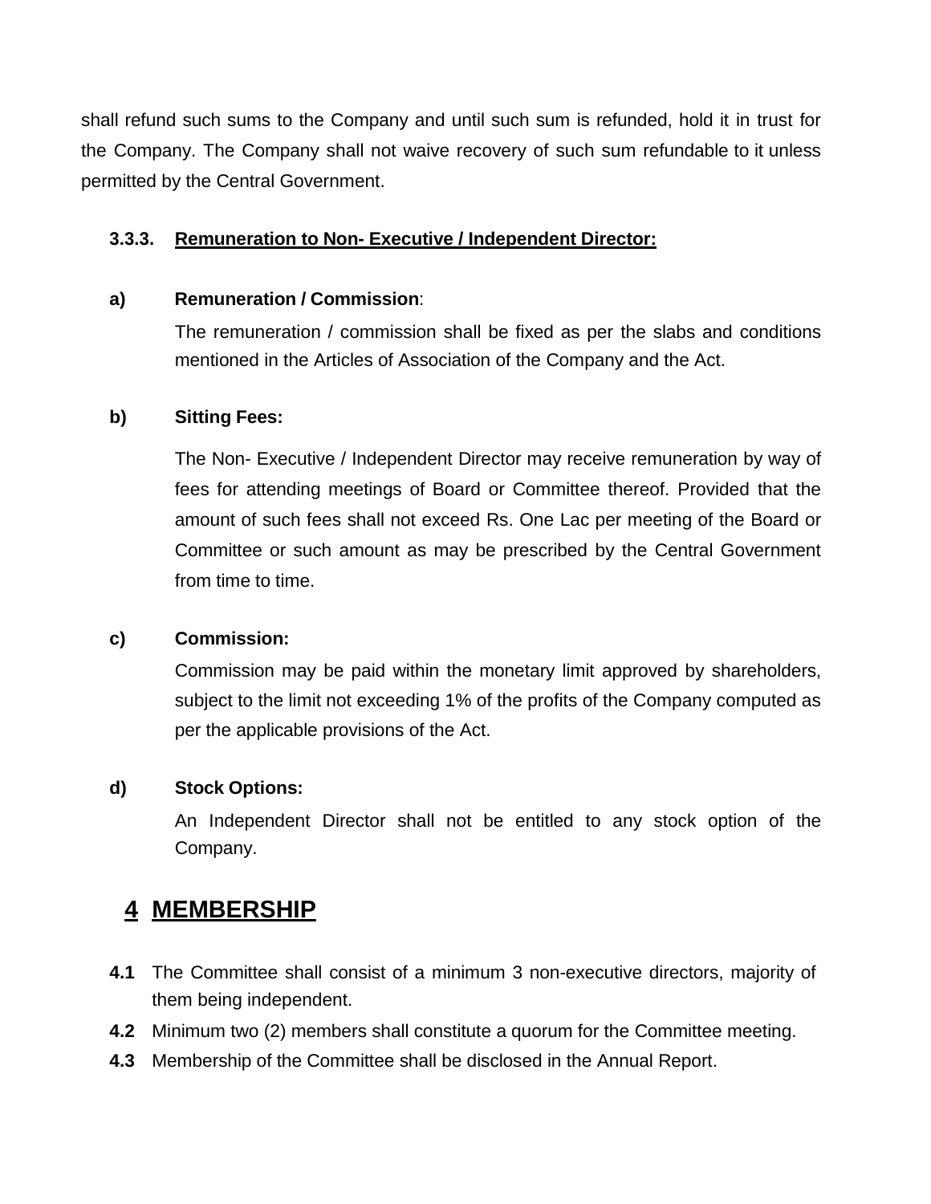shall refund such sums to the Company and until such sum is refunded, hold it in trust for the Company. The Company shall not waive recovery of such sum refundable to it unless permitted by the Central Government.

### 3.3.3. Remuneration to Non- Executive / Independent Director:

**a) Remuneration / Commission**:

The remuneration / commission shall be fixed as per the slabs and conditions mentioned in the Articles of Association of the Company and the Act.

**b) Sitting Fees:**

The Non- Executive / Independent Director may receive remuneration by way of fees for attending meetings of Board or Committee thereof. Provided that the amount of such fees shall not exceed Rs. One Lac per meeting of the Board or Committee or such amount as may be prescribed by the Central Government from time to time.

**c) Commission:**

Commission may be paid within the monetary limit approved by shareholders, subject to the limit not exceeding 1% of the profits of the Company computed as per the applicable provisions of the Act.

**d) Stock Options:**

An Independent Director shall not be entitled to any stock option of the Company.

## 4 MEMBERSHIP

**4.1** The Committee shall consist of a minimum 3 non-executive directors, majority of them being independent.

**4.2** Minimum two (2) members shall constitute a quorum for the Committee meeting.

**4.3** Membership of the Committee shall be disclosed in the Annual Report.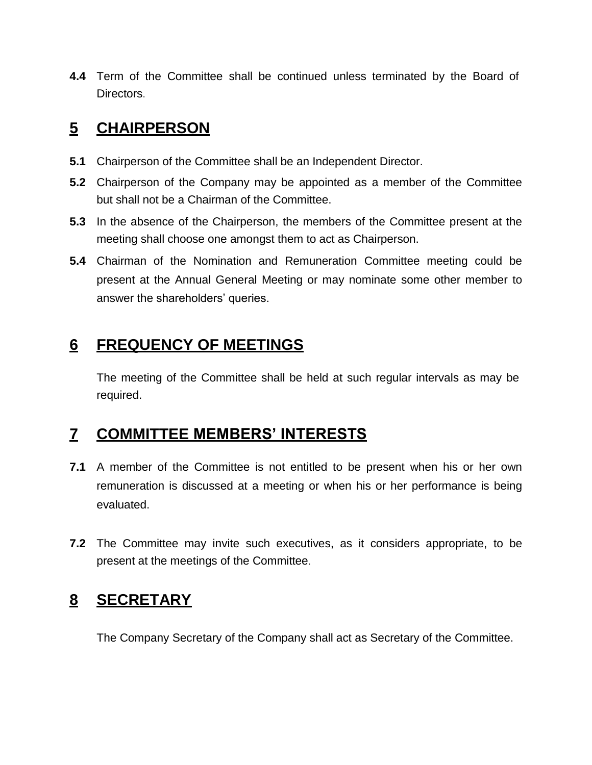**4.4** Term of the Committee shall be continued unless terminated by the Board of Directors.

## 5 CHAIRPERSON

**5.1** Chairperson of the Committee shall be an Independent Director.

**5.2** Chairperson of the Company may be appointed as a member of the Committee but shall not be a Chairman of the Committee.

**5.3** In the absence of the Chairperson, the members of the Committee present at the meeting shall choose one amongst them to act as Chairperson.

**5.4** Chairman of the Nomination and Remuneration Committee meeting could be present at the Annual General Meeting or may nominate some other member to answer the shareholders' queries.

## 6 FREQUENCY OF MEETINGS

The meeting of the Committee shall be held at such regular intervals as may be required.

## 7 COMMITTEE MEMBERS' INTERESTS

**7.1** A member of the Committee is not entitled to be present when his or her own remuneration is discussed at a meeting or when his or her performance is being evaluated.

**7.2** The Committee may invite such executives, as it considers appropriate, to be present at the meetings of the Committee.

## 8 SECRETARY

The Company Secretary of the Company shall act as Secretary of the Committee.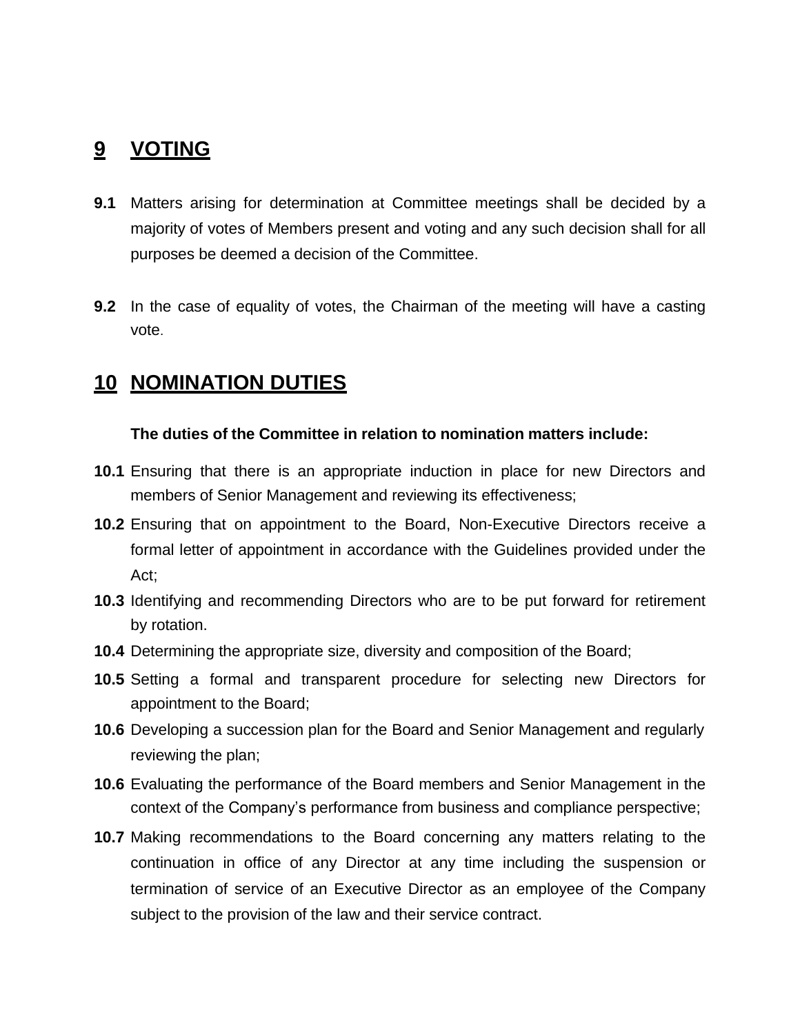## 9 VOTING

**9.1** Matters arising for determination at Committee meetings shall be decided by a majority of votes of Members present and voting and any such decision shall for all purposes be deemed a decision of the Committee.

**9.2** In the case of equality of votes, the Chairman of the meeting will have a casting vote.

## 10 NOMINATION DUTIES

**The duties of the Committee in relation to nomination matters include:**

**10.1** Ensuring that there is an appropriate induction in place for new Directors and members of Senior Management and reviewing its effectiveness;

**10.2** Ensuring that on appointment to the Board, Non-Executive Directors receive a formal letter of appointment in accordance with the Guidelines provided under the Act;

**10.3** Identifying and recommending Directors who are to be put forward for retirement by rotation.

**10.4** Determining the appropriate size, diversity and composition of the Board;

**10.5** Setting a formal and transparent procedure for selecting new Directors for appointment to the Board;

**10.6** Developing a succession plan for the Board and Senior Management and regularly reviewing the plan;

**10.6** Evaluating the performance of the Board members and Senior Management in the context of the Company's performance from business and compliance perspective;

**10.7** Making recommendations to the Board concerning any matters relating to the continuation in office of any Director at any time including the suspension or termination of service of an Executive Director as an employee of the Company subject to the provision of the law and their service contract.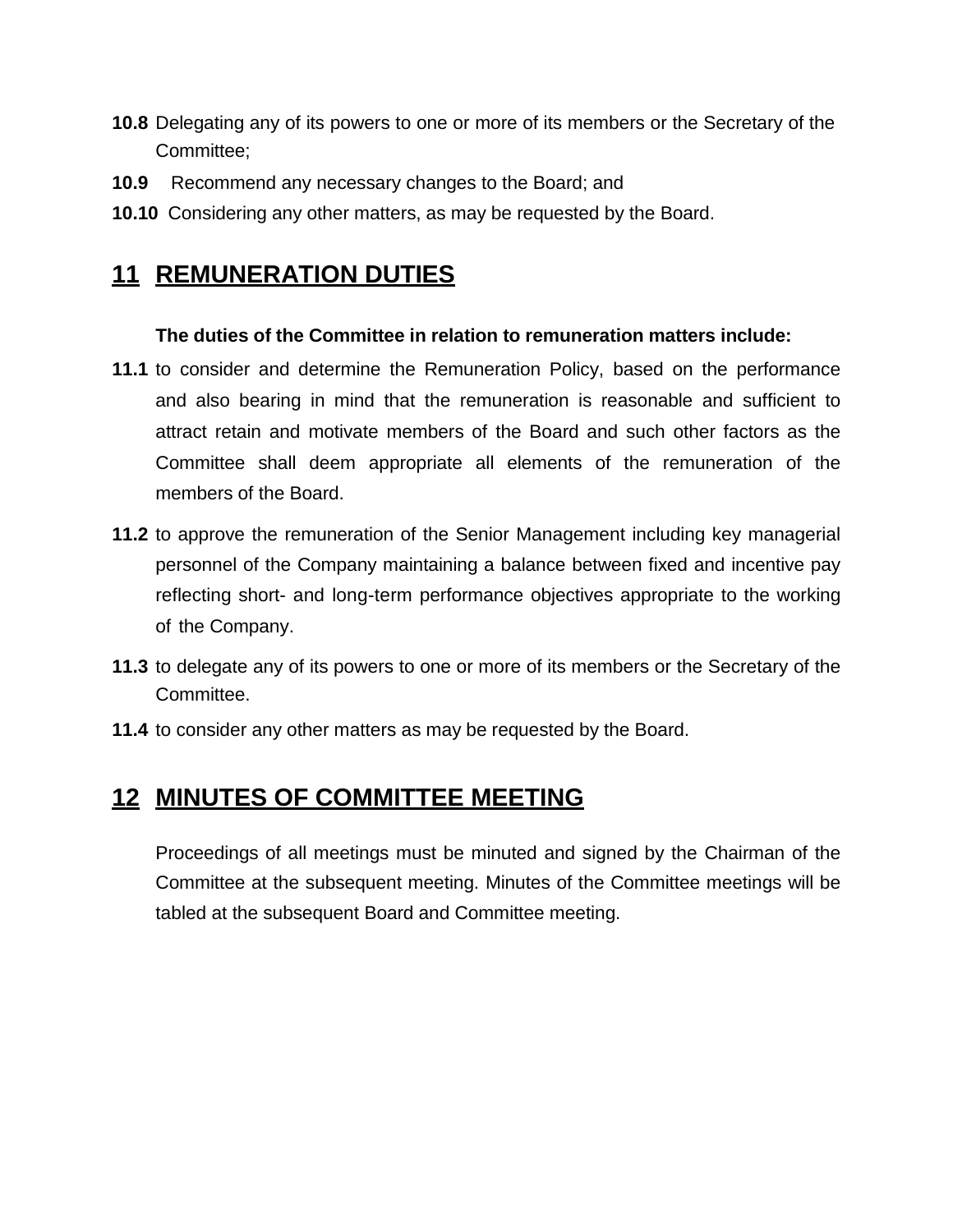**10.8** Delegating any of its powers to one or more of its members or the Secretary of the Committee;

**10.9** Recommend any necessary changes to the Board; and

**10.10** Considering any other matters, as may be requested by the Board.

## 11 REMUNERATION DUTIES

**The duties of the Committee in relation to remuneration matters include:**

**11.1** to consider and determine the Remuneration Policy, based on the performance and also bearing in mind that the remuneration is reasonable and sufficient to attract retain and motivate members of the Board and such other factors as the Committee shall deem appropriate all elements of the remuneration of the members of the Board.

**11.2** to approve the remuneration of the Senior Management including key managerial personnel of the Company maintaining a balance between fixed and incentive pay reflecting short- and long-term performance objectives appropriate to the working of the Company.

**11.3** to delegate any of its powers to one or more of its members or the Secretary of the Committee.

**11.4** to consider any other matters as may be requested by the Board.

## 12 MINUTES OF COMMITTEE MEETING

Proceedings of all meetings must be minuted and signed by the Chairman of the Committee at the subsequent meeting. Minutes of the Committee meetings will be tabled at the subsequent Board and Committee meeting.